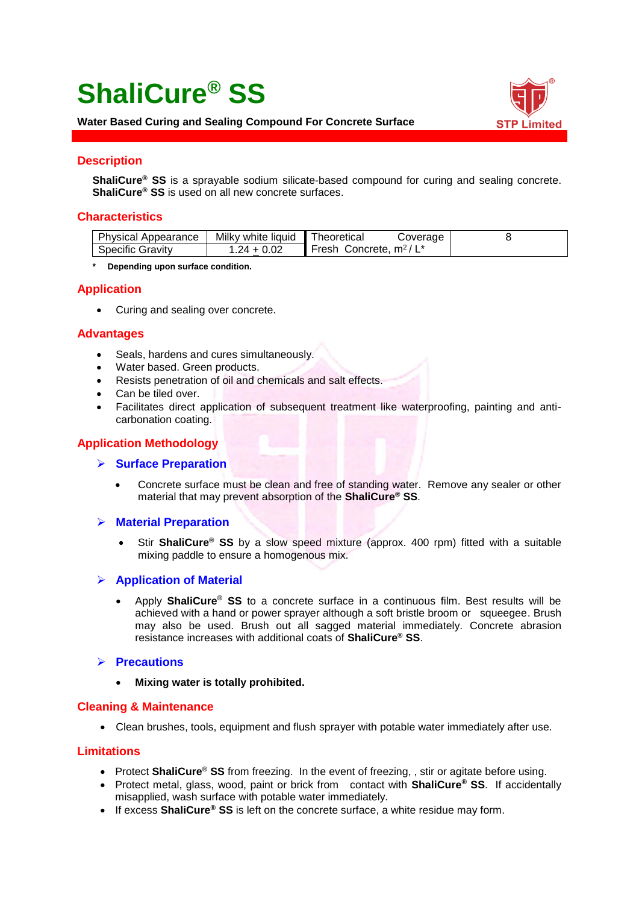# ShaliCure® SS

**Water Based Curing and Sealing Compound For Concrete Surface**

STP Limited

## Description

**ShaliCure® SS** is a sprayable sodium silicate-based compound for curing and sealing concrete. **ShaliCure® SS** is used on all new concrete surfaces.

## Characteristics

| Physical Appearance | Milky white liquid | Theoretical Coverage Fresh Concrete, $m^2$ / L* | 8 |
|---|---|---|---|
| Specific Gravity | 1.24 ± 0.02 | | |

**\* Depending upon surface condition.**

## Application

- Curing and sealing over concrete.

## Advantages

- Seals, hardens and cures simultaneously.
- Water based. Green products.
- Resists penetration of oil and chemicals and salt effects.
- Can be tiled over.
- Facilitates direct application of subsequent treatment like waterproofing, painting and anti-carbonation coating.

## Application Methodology

### Surface Preparation

- Concrete surface must be clean and free of standing water. Remove any sealer or other material that may prevent absorption of the **ShaliCure® SS**.

### Material Preparation

- Stir **ShaliCure® SS** by a slow speed mixture (approx. 400 rpm) fitted with a suitable mixing paddle to ensure a homogenous mix.

### Application of Material

- Apply **ShaliCure® SS** to a concrete surface in a continuous film. Best results will be achieved with a hand or power sprayer although a soft bristle broom or squeegee. Brush may also be used. Brush out all sagged material immediately. Concrete abrasion resistance increases with additional coats of **ShaliCure® SS**.

### Precautions

- **Mixing water is totally prohibited.**

## Cleaning & Maintenance

- Clean brushes, tools, equipment and flush sprayer with potable water immediately after use.

## Limitations

- Protect **ShaliCure® SS** from freezing. In the event of freezing, , stir or agitate before using.
- Protect metal, glass, wood, paint or brick from contact with **ShaliCure® SS**. If accidentally misapplied, wash surface with potable water immediately.
- If excess **ShaliCure® SS** is left on the concrete surface, a white residue may form.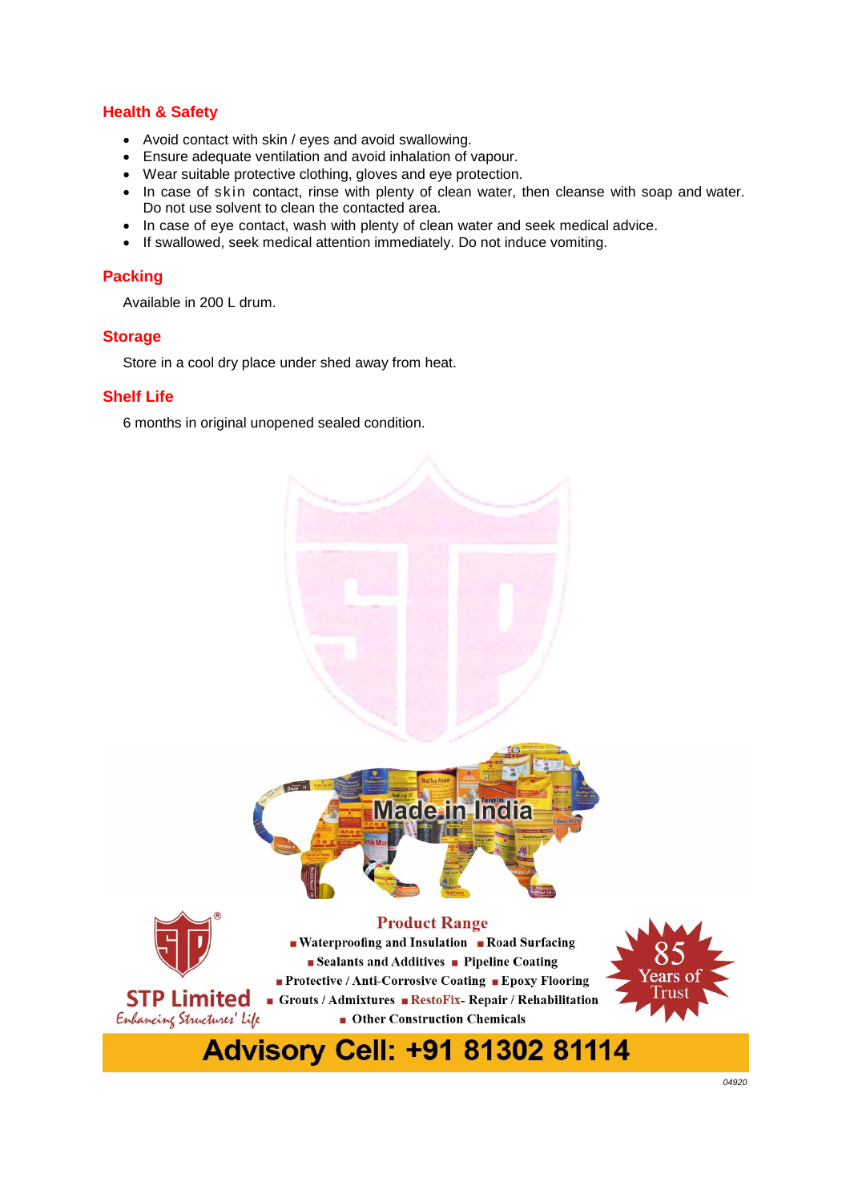## Health & Safety

- Avoid contact with skin / eyes and avoid swallowing.
- Ensure adequate ventilation and avoid inhalation of vapour.
- Wear suitable protective clothing, gloves and eye protection.
- In case of skin contact, rinse with plenty of clean water, then cleanse with soap and water. Do not use solvent to clean the contacted area.
- In case of eye contact, wash with plenty of clean water and seek medical advice.
- If swallowed, seek medical attention immediately. Do not induce vomiting.

## Packing

Available in 200 L drum.

## Storage

Store in a cool dry place under shed away from heat.

## Shelf Life

6 months in original unopened sealed condition.

Made in India

**STP Limited**

*Enhancing Structures' Life*

**Product Range**

- Waterproofing and Insulation
- Road Surfacing
- Sealants and Additives
- Pipeline Coating
- Protective / Anti-Corrosive Coating
- Epoxy Flooring
- Grouts / Admixtures
- RestoFix- Repair / Rehabilitation
- Other Construction Chemicals

85 Years of Trust

**Advisory Cell: +91 81302 81114**

04920